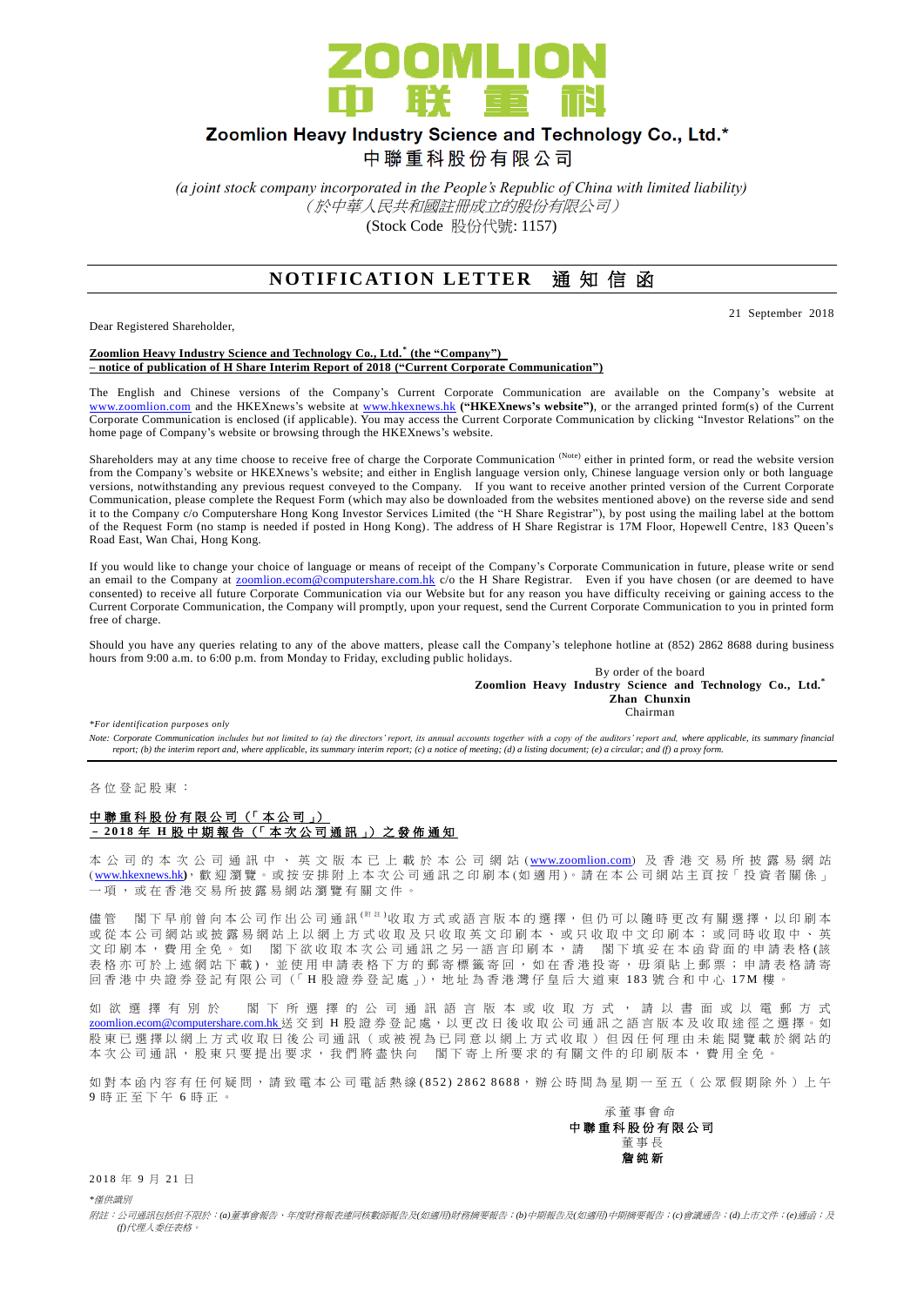# Zoomlion Heavy Industry Science and Technology Co., Ltd.*

# 中聯重科股份有限公司

*(a joint stock company incorporated in the People's Republic of China with limited liability)*
*（於中華人民共和國註冊成立的股份有限公司）*
(Stock Code 股份代號: 1157)

## NOTIFICATION LETTER 通知信函

21 September 2018

Dear Registered Shareholder,

**Zoomlion Heavy Industry Science and Technology Co., Ltd.* (the "Company")**
**– notice of publication of H Share Interim Report of 2018 ("Current Corporate Communication")**

The English and Chinese versions of the Company's Current Corporate Communication are available on the Company's website at www.zoomlion.com and the HKEXnews's website at www.hkexnews.hk **("HKEXnews's website")**, or the arranged printed form(s) of the Current Corporate Communication is enclosed (if applicable). You may access the Current Corporate Communication by clicking "Investor Relations" on the home page of Company's website or browsing through the HKEXnews's website.

Shareholders may at any time choose to receive free of charge the Corporate Communication (Note) either in printed form, or read the website version from the Company's website or HKEXnews's website; and either in English language version only, Chinese language version only or both language versions, notwithstanding any previous request conveyed to the Company. If you want to receive another printed version of the Current Corporate Communication, please complete the Request Form (which may also be downloaded from the websites mentioned above) on the reverse side and send it to the Company c/o Computershare Hong Kong Investor Services Limited (the "H Share Registrar"), by post using the mailing label at the bottom of the Request Form (no stamp is needed if posted in Hong Kong). The address of H Share Registrar is 17M Floor, Hopewell Centre, 183 Queen's Road East, Wan Chai, Hong Kong.

If you would like to change your choice of language or means of receipt of the Company's Corporate Communication in future, please write or send an email to the Company at zoomlion.ecom@computershare.com.hk c/o the H Share Registrar. Even if you have chosen (or are deemed to have consented) to receive all future Corporate Communication via our Website but for any reason you have difficulty receiving or gaining access to the Current Corporate Communication, the Company will promptly, upon your request, send the Current Corporate Communication to you in printed form free of charge.

Should you have any queries relating to any of the above matters, please call the Company's telephone hotline at (852) 2862 8688 during business hours from 9:00 a.m. to 6:00 p.m. from Monday to Friday, excluding public holidays.

By order of the board
**Zoomlion Heavy Industry Science and Technology Co., Ltd.***
**Zhan Chunxin**
Chairman

*\*For identification purposes only*

*Note: Corporate Communication includes but not limited to (a) the directors' report, its annual accounts together with a copy of the auditors' report and, where applicable, its summary financial report; (b) the interim report and, where applicable, its summary interim report; (c) a notice of meeting; (d) a listing document; (e) a circular; and (f) a proxy form.*

---

各位登記股東：

**中聯重科股份有限公司（「本公司」）**
**– 2018年H股中期報告（「本次公司通訊」）之發佈通知**

本公司的本次公司通訊中、英文版本已上載於本公司網站(www.zoomlion.com)及香港交易所披露易網站(www.hkexnews.hk)，歡迎瀏覽。或按安排附上本次公司通訊之印刷本(如適用)。請在本公司網站主頁按「投資者關係」一項，或在香港交易所披露易網站瀏覽有關文件。

儘管 閣下早前曾向本公司作出公司通訊(附註)收取方式或語言版本的選擇，但仍可以隨時更改有關選擇，以印刷本或從本公司網站或披露易網站上以網上方式收取及只收取英文印刷本、或只收取中文印刷本；或同時收取中、英文印刷本，費用全免。如 閣下欲收取本次公司通訊之另一語言印刷本，請 閣下填妥在本函背面的申請表格(該表格亦可於上述網站下載)，並使用申請表格下方的郵寄標籤寄回，如在香港投寄，毋須貼上郵票；申請表格請寄回香港中央證券登記有限公司（「H股證券登記處」)，地址為香港灣仔皇后大道東183號合和中心17M樓。

如欲選擇有別於 閣下所選擇的公司通訊語言版本或收取方式，請以書面或以電郵方式 zoomlion.ecom@computershare.com.hk 送交到H股證券登記處，以更改日後收取公司通訊之語言版本及收取途徑之選擇。如股東已選擇以網上方式收取日後公司通訊（或被視為已同意以網上方式收取）但因任何理由未能閱覽載於網站的本次公司通訊，股東只要提出要求，我們將盡快向 閣下寄上所要求的有關文件的印刷版本，費用全免。

如對本函內容有任何疑問，請致電本公司電話熱線(852) 2862 8688，辦公時間為星期一至五（公眾假期除外）上午9時正至下午6時正。

承董事會命
**中聯重科股份有限公司**
董事長
**詹純新**

2018年9月21日

*\*僅供識別*

*附註：公司通訊包括但不限於：(a)董事會報告、年度財務報表連同核數師報告及(如適用)財務摘要報告；(b)中期報告及(如適用)中期摘要報告；(c)會議通告；(d)上市文件；(e)通函；及(f)代理人委任表格。*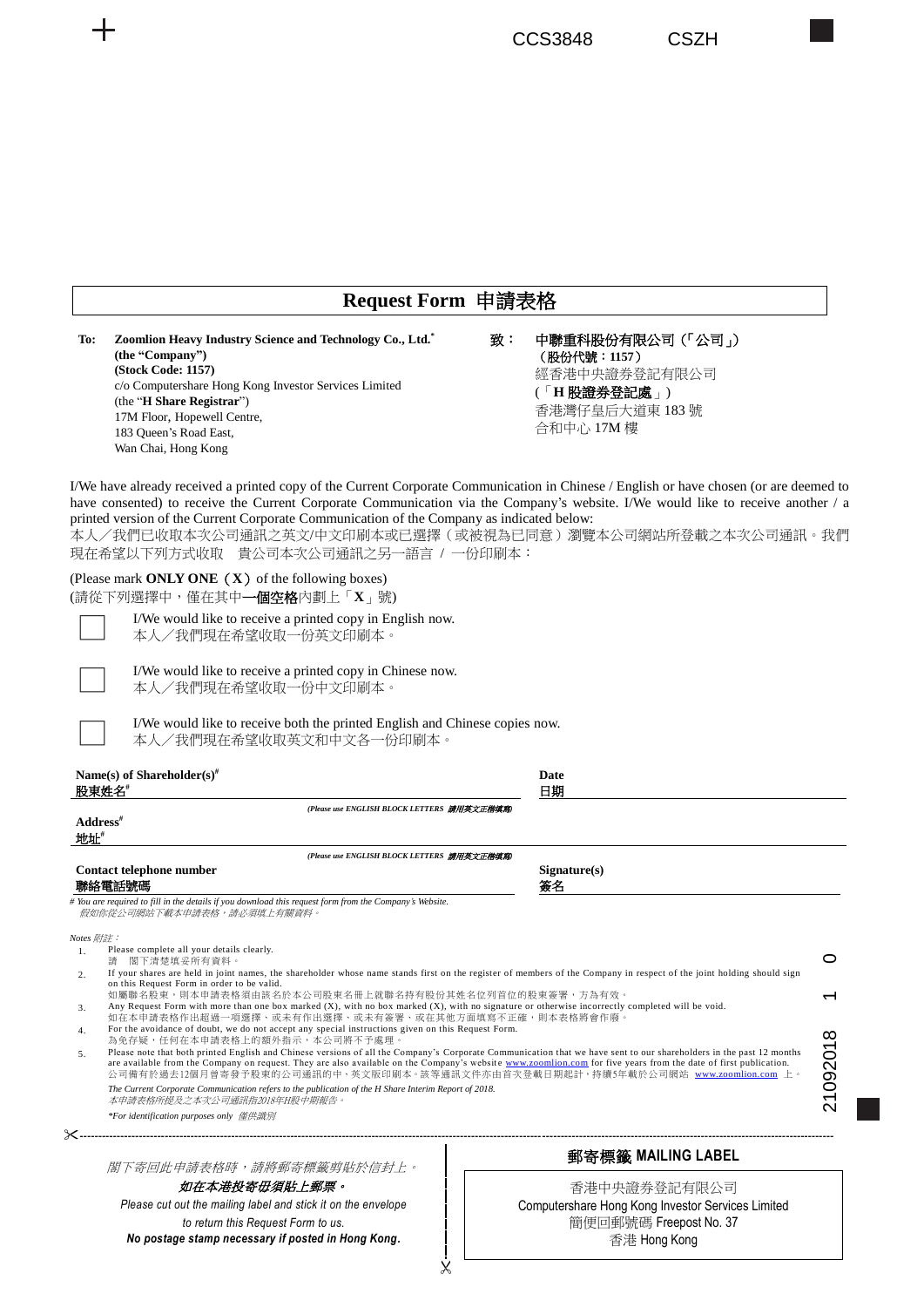# Request Form 申請表格

**To:** **Zoomlion Heavy Industry Science and Technology Co., Ltd.*** **(the "Company")** **(Stock Code: 1157)**
c/o Computershare Hong Kong Investor Services Limited
(the "**H Share Registrar**")
17M Floor, Hopewell Centre,
183 Queen's Road East,
Wan Chai, Hong Kong

**致：** **中聯重科股份有限公司（「公司」）** **（股份代號：1157）**
經香港中央證券登記有限公司
（「**H股證券登記處**」）
香港灣仔皇后大道東183號
合和中心17M樓

I/We have already received a printed copy of the Current Corporate Communication in Chinese / English or have chosen (or are deemed to have consented) to receive the Current Corporate Communication via the Company's website. I/We would like to receive another / a printed version of the Current Corporate Communication of the Company as indicated below:
本人╱我們已收取本次公司通訊之英文/中文印刷本或已選擇（或被視為已同意）瀏覽本公司網站所登載之本次公司通訊。我們現在希望以下列方式收取　貴公司本次公司通訊之另一語言 / 一份印刷本：

(Please mark **ONLY ONE** (**X**) of the following boxes)
(請從下列選擇中，僅在其中**一個空格**內劃上「**X**」號)

☐ I/We would like to receive a printed copy in English now.
本人／我們現在希望收取一份英文印刷本。

☐ I/We would like to receive a printed copy in Chinese now.
本人／我們現在希望收取一份中文印刷本。

☐ I/We would like to receive both the printed English and Chinese copies now.
本人／我們現在希望收取英文和中文各一份印刷本。

**Name(s) of Shareholder(s)#** **股東姓名#** _______________ *(Please use ENGLISH BLOCK LETTERS 請用英文正楷填寫)*

**Date** **日期** _______________

**Address#** **地址#** _______________ *(Please use ENGLISH BLOCK LETTERS 請用英文正楷填寫)*

**Contact telephone number** **聯絡電話號碼** _______________

**Signature(s)** **簽名** _______________

*# You are required to fill in the details if you download this request form from the Company's Website.*
*假如你從公司網站下載本申請表格，請必須填上有關資料。*

*Notes 附註：*

1. Please complete all your details clearly.
請　閣下清楚填妥所有資料。
2. If your shares are held in joint names, the shareholder whose name stands first on the register of members of the Company in respect of the joint holding should sign on this Request Form in order to be valid.
如屬聯名股東，則本申請表格須由該名於本公司股東名冊上就聯名持有股份其姓名位列首位的股東簽署，方為有效。
3. Any Request Form with more than one box marked (X), with no box marked (X), with no signature or otherwise incorrectly completed will be void.
如在本申請表格作出超過一項選擇、或未有作出選擇、或未有簽署、或在其他方面填寫不正確，則本表格將會作廢。
4. For the avoidance of doubt, we do not accept any special instructions given on this Request Form.
為免存疑，任何在本申請表格上的額外指示，本公司將不予處理。
5. Please note that both printed English and Chinese versions of all the Company's Corporate Communication that we have sent to our shareholders in the past 12 months are available from the Company on request. They are also available on the Company's website www.zoomlion.com for five years from the date of first publication.
公司備有於過去12個月曾寄發予股東的公司通訊的中、英文版印刷本。該等通訊文件亦由首次登載日期起計，持續5年載於公司網站 www.zoomlion.com 上。

*The Current Corporate Communication refers to the publication of the H Share Interim Report of 2018.*
*本申請表格所提及之本次公司通訊指2018年H股中期報告。*

*\*For identification purposes only 僅供識別*

01 21092018

---

*閣下寄回此申請表格時，請將郵寄標籤剪貼於信封上。*
***如在本港投寄毋須貼上郵票。***
*Please cut out the mailing label and stick it on the envelope to return this Request Form to us.*
***No postage stamp necessary if posted in Hong Kong.***

**郵寄標籤 MAILING LABEL**

香港中央證券登記有限公司
Computershare Hong Kong Investor Services Limited
簡便回郵號碼 Freepost No. 37
香港 Hong Kong